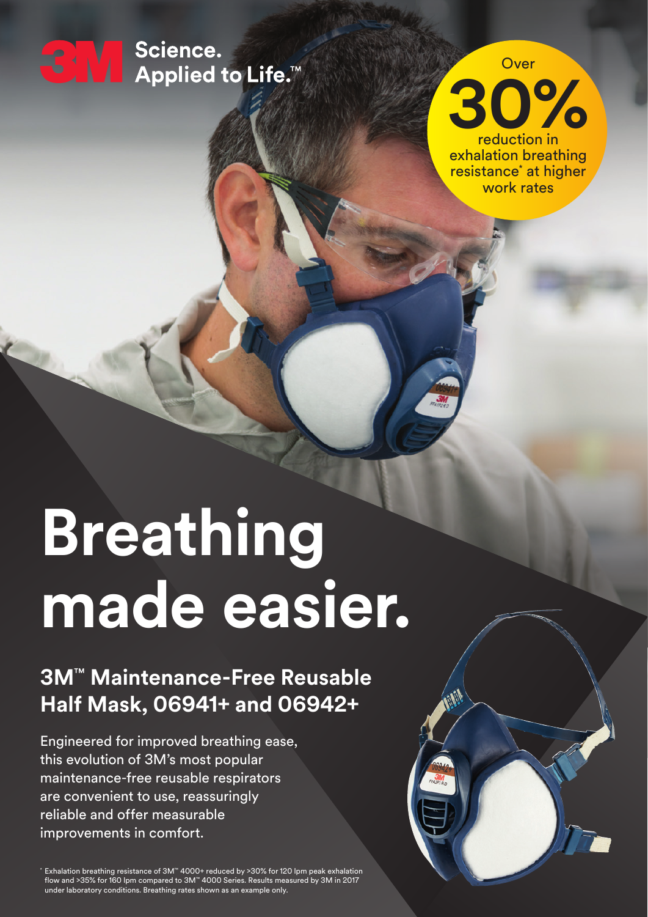3M Science. Applied to Life.™

Over **30%** reduction in exhalation breathing resistance* at higher work rates

# Breathing made easier.

## 3M™ Maintenance-Free Reusable Half Mask, 06941+ and 06942+

Engineered for improved breathing ease, this evolution of 3M's most popular maintenance-free reusable respirators are convenient to use, reassuringly reliable and offer measurable improvements in comfort.

\* Exhalation breathing resistance of 3M™ 4000+ reduced by >30% for 120 lpm peak exhalation flow and >35% for 160 lpm compared to 3M™ 4000 Series. Results measured by 3M in 2017 under laboratory conditions. Breathing rates shown as an example only.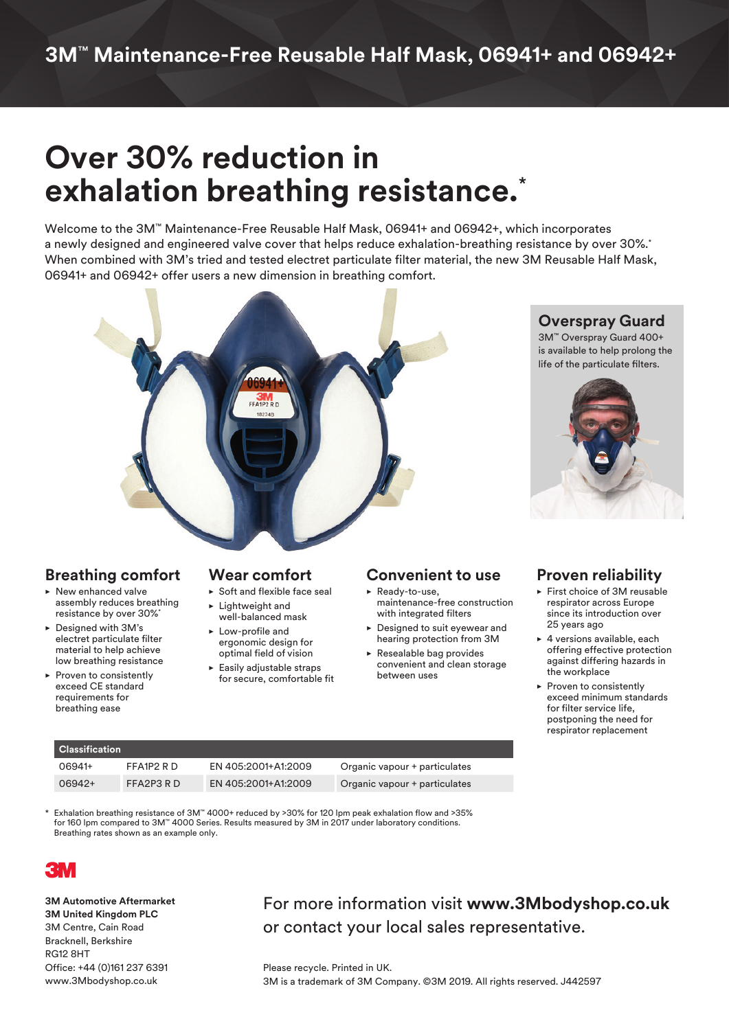# 3M™ Maintenance-Free Reusable Half Mask, 06941+ and 06942+

## Over 30% reduction in exhalation breathing resistance.*

Welcome to the 3M™ Maintenance-Free Reusable Half Mask, 06941+ and 06942+, which incorporates a newly designed and engineered valve cover that helps reduce exhalation-breathing resistance by over 30%.* When combined with 3M's tried and tested electret particulate filter material, the new 3M Reusable Half Mask, 06941+ and 06942+ offer users a new dimension in breathing comfort.

### Overspray Guard

3M™ Overspray Guard 400+ is available to help prolong the life of the particulate filters.

### Breathing comfort

- New enhanced valve assembly reduces breathing resistance by over 30%*
- Designed with 3M's electret particulate filter material to help achieve low breathing resistance
- Proven to consistently exceed CE standard requirements for breathing ease

### Wear comfort

- Soft and flexible face seal
- Lightweight and well-balanced mask
- Low-profile and ergonomic design for optimal field of vision
- Easily adjustable straps for secure, comfortable fit

### Convenient to use

- Ready-to-use, maintenance-free construction with integrated filters
- Designed to suit eyewear and hearing protection from 3M
- Resealable bag provides convenient and clean storage between uses

### Proven reliability

- First choice of 3M reusable respirator across Europe since its introduction over 25 years ago
- 4 versions available, each offering effective protection against differing hazards in the workplace
- Proven to consistently exceed minimum standards for filter service life, postponing the need for respirator replacement

| Classification | | | |
|---|---|---|---|
| 06941+ | FFA1P2 R D | EN 405:2001+A1:2009 | Organic vapour + particulates |
| 06942+ | FFA2P3 R D | EN 405:2001+A1:2009 | Organic vapour + particulates |

\* Exhalation breathing resistance of 3M™ 4000+ reduced by >30% for 120 lpm peak exhalation flow and >35% for 160 lpm compared to 3M™ 4000 Series. Results measured by 3M in 2017 under laboratory conditions. Breathing rates shown as an example only.

**3M Automotive Aftermarket**
**3M United Kingdom PLC**
3M Centre, Cain Road
Bracknell, Berkshire
RG12 8HT
Office: +44 (0)161 237 6391
www.3Mbodyshop.co.uk

For more information visit **www.3Mbodyshop.co.uk** or contact your local sales representative.

Please recycle. Printed in UK.
3M is a trademark of 3M Company. ©3M 2019. All rights reserved. J442597